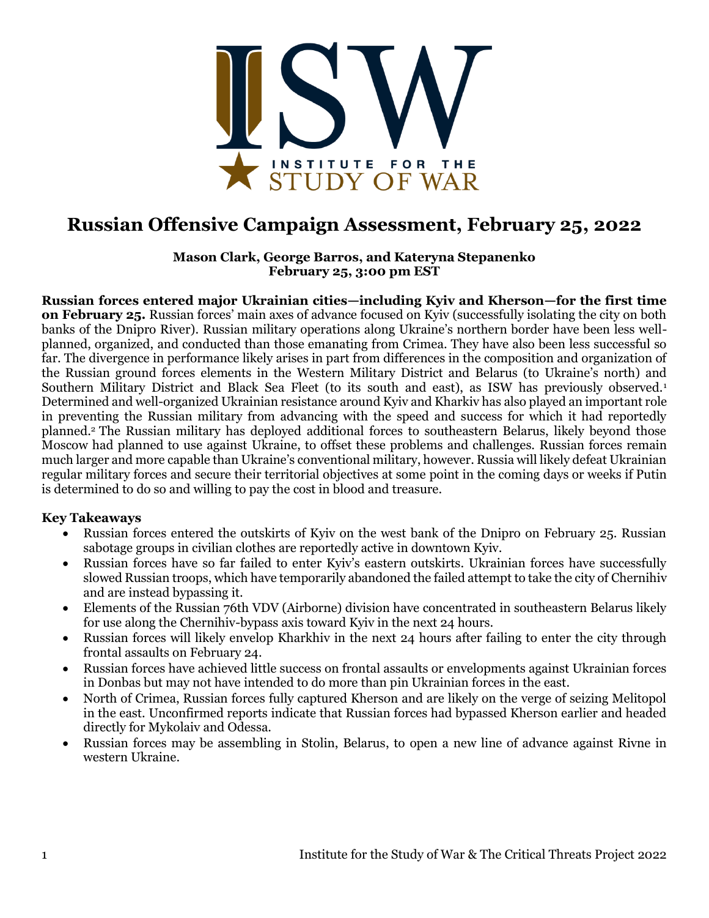# Russian Offensive Campaign Assessment, February 25, 2022

**Mason Clark, George Barros, and Kateryna Stepanenko**
**February 25, 3:00 pm EST**

**Russian forces entered major Ukrainian cities—including Kyiv and Kherson—for the first time on February 25.** Russian forces' main axes of advance focused on Kyiv (successfully isolating the city on both banks of the Dnipro River). Russian military operations along Ukraine's northern border have been less well-planned, organized, and conducted than those emanating from Crimea. They have also been less successful so far. The divergence in performance likely arises in part from differences in the composition and organization of the Russian ground forces elements in the Western Military District and Belarus (to Ukraine's north) and Southern Military District and Black Sea Fleet (to its south and east), as ISW has previously observed.[1] Determined and well-organized Ukrainian resistance around Kyiv and Kharkiv has also played an important role in preventing the Russian military from advancing with the speed and success for which it had reportedly planned.[2] The Russian military has deployed additional forces to southeastern Belarus, likely beyond those Moscow had planned to use against Ukraine, to offset these problems and challenges. Russian forces remain much larger and more capable than Ukraine's conventional military, however. Russia will likely defeat Ukrainian regular military forces and secure their territorial objectives at some point in the coming days or weeks if Putin is determined to do so and willing to pay the cost in blood and treasure.

**Key Takeaways**

- Russian forces entered the outskirts of Kyiv on the west bank of the Dnipro on February 25. Russian sabotage groups in civilian clothes are reportedly active in downtown Kyiv.
- Russian forces have so far failed to enter Kyiv's eastern outskirts. Ukrainian forces have successfully slowed Russian troops, which have temporarily abandoned the failed attempt to take the city of Chernihiv and are instead bypassing it.
- Elements of the Russian 76th VDV (Airborne) division have concentrated in southeastern Belarus likely for use along the Chernihiv-bypass axis toward Kyiv in the next 24 hours.
- Russian forces will likely envelop Kharkhiv in the next 24 hours after failing to enter the city through frontal assaults on February 24.
- Russian forces have achieved little success on frontal assaults or envelopments against Ukrainian forces in Donbas but may not have intended to do more than pin Ukrainian forces in the east.
- North of Crimea, Russian forces fully captured Kherson and are likely on the verge of seizing Melitopol in the east. Unconfirmed reports indicate that Russian forces had bypassed Kherson earlier and headed directly for Mykolaiv and Odessa.
- Russian forces may be assembling in Stolin, Belarus, to open a new line of advance against Rivne in western Ukraine.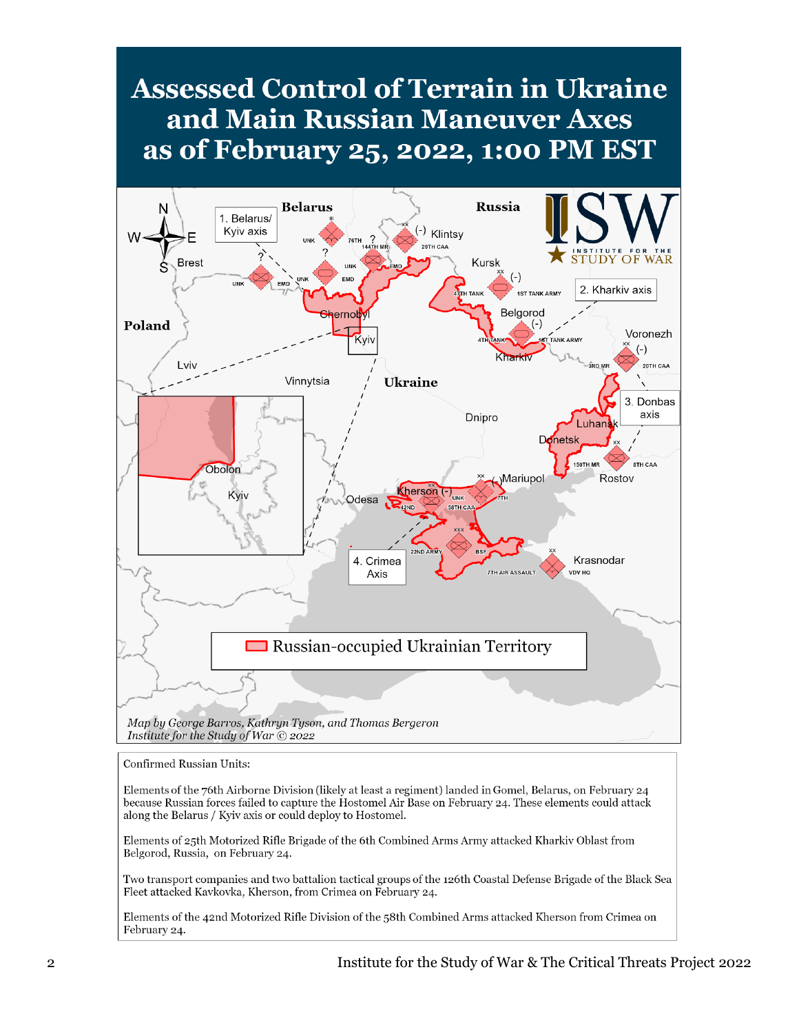# Assessed Control of Terrain in Ukraine and Main Russian Maneuver Axes as of February 25, 2022, 1:00 PM EST

Map by George Barros, Kathryn Tyson, and Thomas Bergeron
Institute for the Study of War © 2022

Confirmed Russian Units:

Elements of the 76th Airborne Division (likely at least a regiment) landed in Gomel, Belarus, on February 24 because Russian forces failed to capture the Hostomel Air Base on February 24. These elements could attack along the Belarus / Kyiv axis or could deploy to Hostomel.

Elements of 25th Motorized Rifle Brigade of the 6th Combined Arms Army attacked Kharkiv Oblast from Belgorod, Russia, on February 24.

Two transport companies and two battalion tactical groups of the 126th Coastal Defense Brigade of the Black Sea Fleet attacked Kavkovka, Kherson, from Crimea on February 24.

Elements of the 42nd Motorized Rifle Division of the 58th Combined Arms attacked Kherson from Crimea on February 24.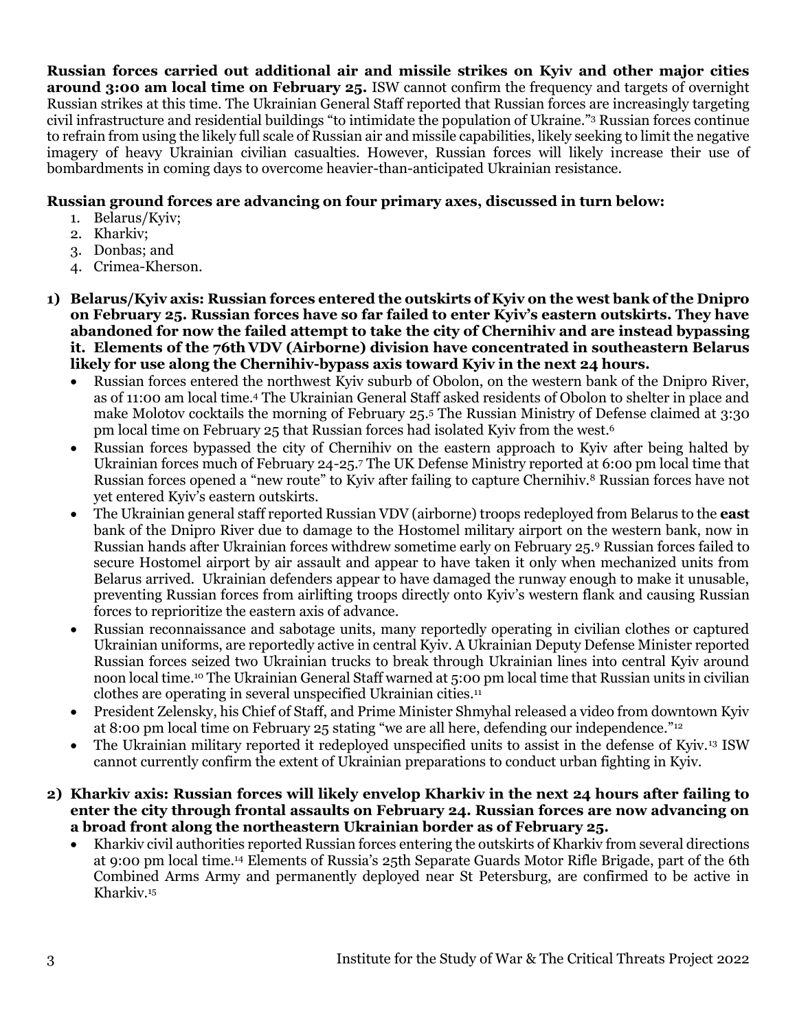**Russian forces carried out additional air and missile strikes on Kyiv and other major cities around 3:00 am local time on February 25.** ISW cannot confirm the frequency and targets of overnight Russian strikes at this time. The Ukrainian General Staff reported that Russian forces are increasingly targeting civil infrastructure and residential buildings "to intimidate the population of Ukraine."[3] Russian forces continue to refrain from using the likely full scale of Russian air and missile capabilities, likely seeking to limit the negative imagery of heavy Ukrainian civilian casualties. However, Russian forces will likely increase their use of bombardments in coming days to overcome heavier-than-anticipated Ukrainian resistance.

**Russian ground forces are advancing on four primary axes, discussed in turn below:**

1. Belarus/Kyiv;
2. Kharkiv;
3. Donbas; and
4. Crimea-Kherson.

**1) Belarus/Kyiv axis: Russian forces entered the outskirts of Kyiv on the west bank of the Dnipro on February 25. Russian forces have so far failed to enter Kyiv's eastern outskirts. They have abandoned for now the failed attempt to take the city of Chernihiv and are instead bypassing it. Elements of the 76th VDV (Airborne) division have concentrated in southeastern Belarus likely for use along the Chernihiv-bypass axis toward Kyiv in the next 24 hours.**

- Russian forces entered the northwest Kyiv suburb of Obolon, on the western bank of the Dnipro River, as of 11:00 am local time.[4] The Ukrainian General Staff asked residents of Obolon to shelter in place and make Molotov cocktails the morning of February 25.[5] The Russian Ministry of Defense claimed at 3:30 pm local time on February 25 that Russian forces had isolated Kyiv from the west.[6]
- Russian forces bypassed the city of Chernihiv on the eastern approach to Kyiv after being halted by Ukrainian forces much of February 24-25.[7] The UK Defense Ministry reported at 6:00 pm local time that Russian forces opened a "new route" to Kyiv after failing to capture Chernihiv.[8] Russian forces have not yet entered Kyiv's eastern outskirts.
- The Ukrainian general staff reported Russian VDV (airborne) troops redeployed from Belarus to the **east** bank of the Dnipro River due to damage to the Hostomel military airport on the western bank, now in Russian hands after Ukrainian forces withdrew sometime early on February 25.[9] Russian forces failed to secure Hostomel airport by air assault and appear to have taken it only when mechanized units from Belarus arrived. Ukrainian defenders appear to have damaged the runway enough to make it unusable, preventing Russian forces from airlifting troops directly onto Kyiv's western flank and causing Russian forces to reprioritize the eastern axis of advance.
- Russian reconnaissance and sabotage units, many reportedly operating in civilian clothes or captured Ukrainian uniforms, are reportedly active in central Kyiv. A Ukrainian Deputy Defense Minister reported Russian forces seized two Ukrainian trucks to break through Ukrainian lines into central Kyiv around noon local time.[10] The Ukrainian General Staff warned at 5:00 pm local time that Russian units in civilian clothes are operating in several unspecified Ukrainian cities.[11]
- President Zelensky, his Chief of Staff, and Prime Minister Shmyhal released a video from downtown Kyiv at 8:00 pm local time on February 25 stating "we are all here, defending our independence."[12]
- The Ukrainian military reported it redeployed unspecified units to assist in the defense of Kyiv.[13] ISW cannot currently confirm the extent of Ukrainian preparations to conduct urban fighting in Kyiv.

**2) Kharkiv axis: Russian forces will likely envelop Kharkiv in the next 24 hours after failing to enter the city through frontal assaults on February 24. Russian forces are now advancing on a broad front along the northeastern Ukrainian border as of February 25.**

- Kharkiv civil authorities reported Russian forces entering the outskirts of Kharkiv from several directions at 9:00 pm local time.[14] Elements of Russia's 25th Separate Guards Motor Rifle Brigade, part of the 6th Combined Arms Army and permanently deployed near St Petersburg, are confirmed to be active in Kharkiv.[15]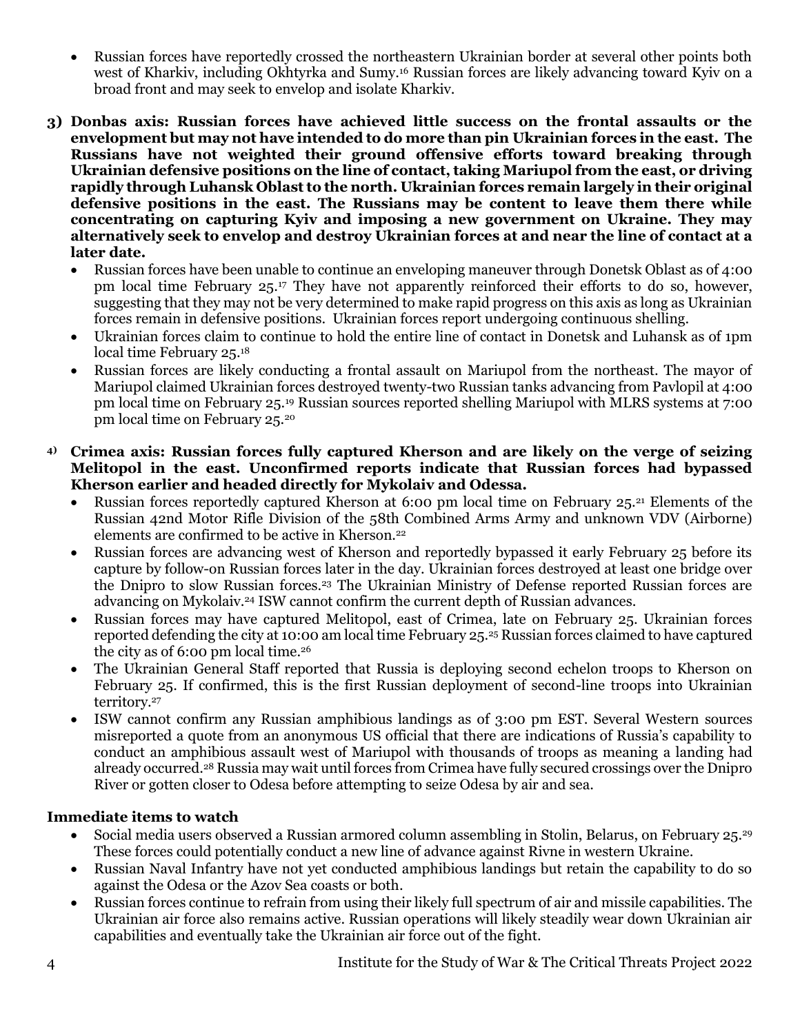- Russian forces have reportedly crossed the northeastern Ukrainian border at several other points both west of Kharkiv, including Okhtyrka and Sumy.[16] Russian forces are likely advancing toward Kyiv on a broad front and may seek to envelop and isolate Kharkiv.

3) **Donbas axis: Russian forces have achieved little success on the frontal assaults or the envelopment but may not have intended to do more than pin Ukrainian forces in the east. The Russians have not weighted their ground offensive efforts toward breaking through Ukrainian defensive positions on the line of contact, taking Mariupol from the east, or driving rapidly through Luhansk Oblast to the north. Ukrainian forces remain largely in their original defensive positions in the east. The Russians may be content to leave them there while concentrating on capturing Kyiv and imposing a new government on Ukraine. They may alternatively seek to envelop and destroy Ukrainian forces at and near the line of contact at a later date.**
   - Russian forces have been unable to continue an enveloping maneuver through Donetsk Oblast as of 4:00 pm local time February 25.[17] They have not apparently reinforced their efforts to do so, however, suggesting that they may not be very determined to make rapid progress on this axis as long as Ukrainian forces remain in defensive positions. Ukrainian forces report undergoing continuous shelling.
   - Ukrainian forces claim to continue to hold the entire line of contact in Donetsk and Luhansk as of 1pm local time February 25.[18]
   - Russian forces are likely conducting a frontal assault on Mariupol from the northeast. The mayor of Mariupol claimed Ukrainian forces destroyed twenty-two Russian tanks advancing from Pavlopil at 4:00 pm local time on February 25.[19] Russian sources reported shelling Mariupol with MLRS systems at 7:00 pm local time on February 25.[20]

4) **Crimea axis: Russian forces fully captured Kherson and are likely on the verge of seizing Melitopol in the east. Unconfirmed reports indicate that Russian forces had bypassed Kherson earlier and headed directly for Mykolaiv and Odessa.**
   - Russian forces reportedly captured Kherson at 6:00 pm local time on February 25.[21] Elements of the Russian 42nd Motor Rifle Division of the 58th Combined Arms Army and unknown VDV (Airborne) elements are confirmed to be active in Kherson.[22]
   - Russian forces are advancing west of Kherson and reportedly bypassed it early February 25 before its capture by follow-on Russian forces later in the day. Ukrainian forces destroyed at least one bridge over the Dnipro to slow Russian forces.[23] The Ukrainian Ministry of Defense reported Russian forces are advancing on Mykolaiv.[24] ISW cannot confirm the current depth of Russian advances.
   - Russian forces may have captured Melitopol, east of Crimea, late on February 25. Ukrainian forces reported defending the city at 10:00 am local time February 25.[25] Russian forces claimed to have captured the city as of 6:00 pm local time.[26]
   - The Ukrainian General Staff reported that Russia is deploying second echelon troops to Kherson on February 25. If confirmed, this is the first Russian deployment of second-line troops into Ukrainian territory.[27]
   - ISW cannot confirm any Russian amphibious landings as of 3:00 pm EST. Several Western sources misreported a quote from an anonymous US official that there are indications of Russia's capability to conduct an amphibious assault west of Mariupol with thousands of troops as meaning a landing had already occurred.[28] Russia may wait until forces from Crimea have fully secured crossings over the Dnipro River or gotten closer to Odesa before attempting to seize Odesa by air and sea.

**Immediate items to watch**

- Social media users observed a Russian armored column assembling in Stolin, Belarus, on February 25.[29] These forces could potentially conduct a new line of advance against Rivne in western Ukraine.
- Russian Naval Infantry have not yet conducted amphibious landings but retain the capability to do so against the Odesa or the Azov Sea coasts or both.
- Russian forces continue to refrain from using their likely full spectrum of air and missile capabilities. The Ukrainian air force also remains active. Russian operations will likely steadily wear down Ukrainian air capabilities and eventually take the Ukrainian air force out of the fight.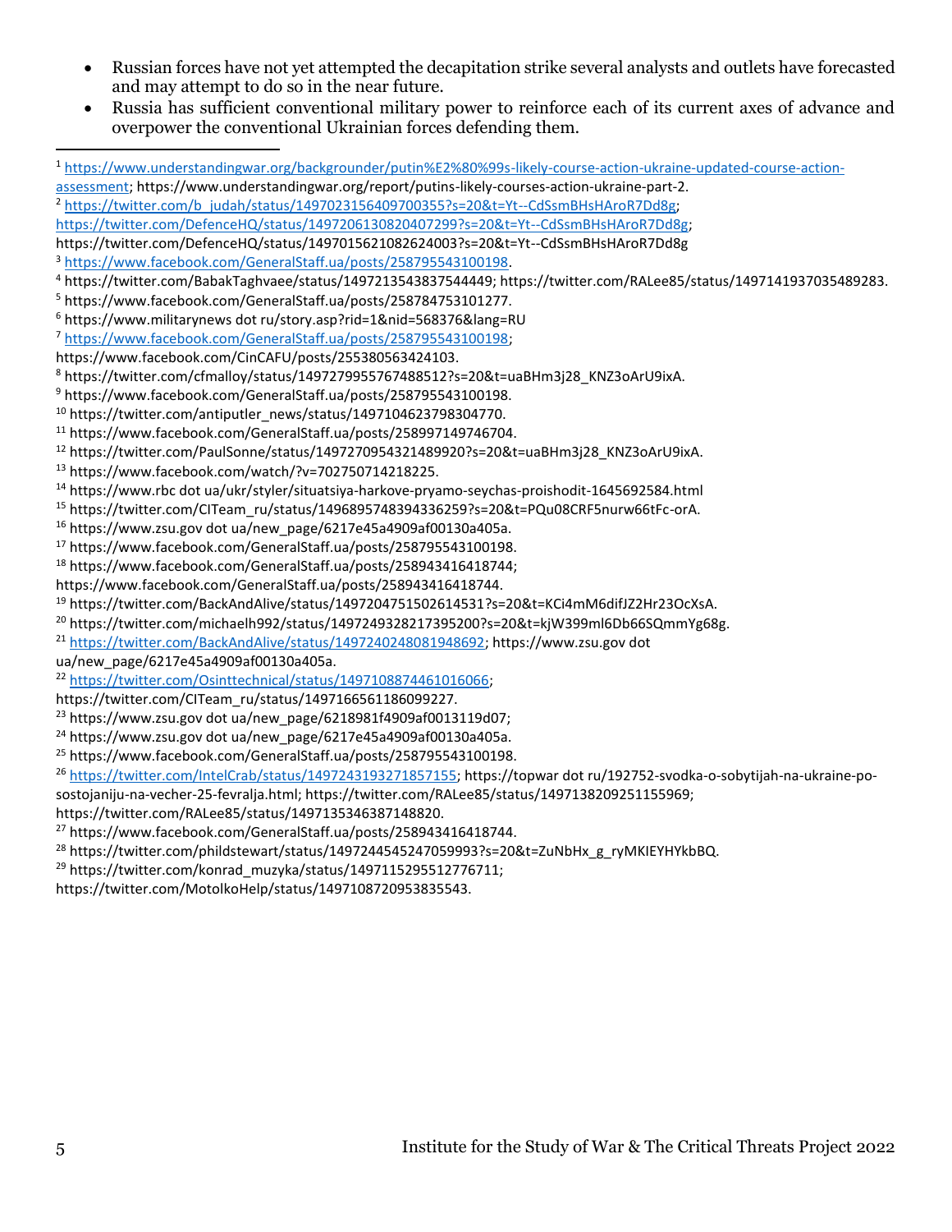- Russian forces have not yet attempted the decapitation strike several analysts and outlets have forecasted and may attempt to do so in the near future.
- Russia has sufficient conventional military power to reinforce each of its current axes of advance and overpower the conventional Ukrainian forces defending them.

---

[1] https://www.understandingwar.org/backgrounder/putin%E2%80%99s-likely-course-action-ukraine-updated-course-action-assessment; https://www.understandingwar.org/report/putins-likely-courses-action-ukraine-part-2.

[2] https://twitter.com/b_judah/status/1497023156409700355?s=20&t=Yt--CdSsmBHsHAroR7Dd8g; https://twitter.com/DefenceHQ/status/1497206130820407299?s=20&t=Yt--CdSsmBHsHAroR7Dd8g; https://twitter.com/DefenceHQ/status/1497015621082624003?s=20&t=Yt--CdSsmBHsHAroR7Dd8g

[3] https://www.facebook.com/GeneralStaff.ua/posts/258795543100198.

[4] https://twitter.com/BabakTaghvaee/status/1497213543837544449; https://twitter.com/RALee85/status/1497141937035489283.

[5] https://www.facebook.com/GeneralStaff.ua/posts/258784753101277.

[6] https://www.militarynews dot ru/story.asp?rid=1&nid=568376&lang=RU

[7] https://www.facebook.com/GeneralStaff.ua/posts/258795543100198; https://www.facebook.com/CinCAFU/posts/255380563424103.

[8] https://twitter.com/cfmalloy/status/1497279955767488512?s=20&t=uaBHm3j28_KNZ3oArU9ixA.

[9] https://www.facebook.com/GeneralStaff.ua/posts/258795543100198.

[10] https://twitter.com/antiputler_news/status/1497104623798304770.

[11] https://www.facebook.com/GeneralStaff.ua/posts/258997149746704.

[12] https://twitter.com/PaulSonne/status/1497270954321489920?s=20&t=uaBHm3j28_KNZ3oArU9ixA.

[13] https://www.facebook.com/watch/?v=702750714218225.

[14] https://www.rbc dot ua/ukr/styler/situatsiya-harkove-pryamo-seychas-proishodit-1645692584.html

[15] https://twitter.com/CITeam_ru/status/1496895748394336259?s=20&t=PQu08CRF5nurw66tFc-orA.

[16] https://www.zsu.gov dot ua/new_page/6217e45a4909af00130a405a.

[17] https://www.facebook.com/GeneralStaff.ua/posts/258795543100198.

[18] https://www.facebook.com/GeneralStaff.ua/posts/258943416418744; https://www.facebook.com/GeneralStaff.ua/posts/258943416418744.

[19] https://twitter.com/BackAndAlive/status/1497204751502614531?s=20&t=KCi4mM6difJZ2Hr23OcXsA.

[20] https://twitter.com/michaelh992/status/1497249328217395200?s=20&t=kjW399ml6Db66SQmmYg68g.

[21] https://twitter.com/BackAndAlive/status/1497240248081948692; https://www.zsu.gov dot ua/new_page/6217e45a4909af00130a405a.

[22] https://twitter.com/Osinttechnical/status/1497108874461016066; https://twitter.com/CITeam_ru/status/1497166561186099227.

[23] https://www.zsu.gov dot ua/new_page/6218981f4909af0013119d07;

[24] https://www.zsu.gov dot ua/new_page/6217e45a4909af00130a405a.

[25] https://www.facebook.com/GeneralStaff.ua/posts/258795543100198.

[26] https://twitter.com/IntelCrab/status/1497243193271857155; https://topwar dot ru/192752-svodka-o-sobytijah-na-ukraine-po-sostojaniju-na-vecher-25-fevralja.html; https://twitter.com/RALee85/status/1497138209251155969; https://twitter.com/RALee85/status/1497135346387148820.

[27] https://www.facebook.com/GeneralStaff.ua/posts/258943416418744.

[28] https://twitter.com/phildstewart/status/1497244545247059993?s=20&t=ZuNbHx_g_ryMKIEYHYkbBQ.

[29] https://twitter.com/konrad_muzyka/status/1497152955512776711; https://twitter.com/MotolkoHelp/status/1497108720953835543.